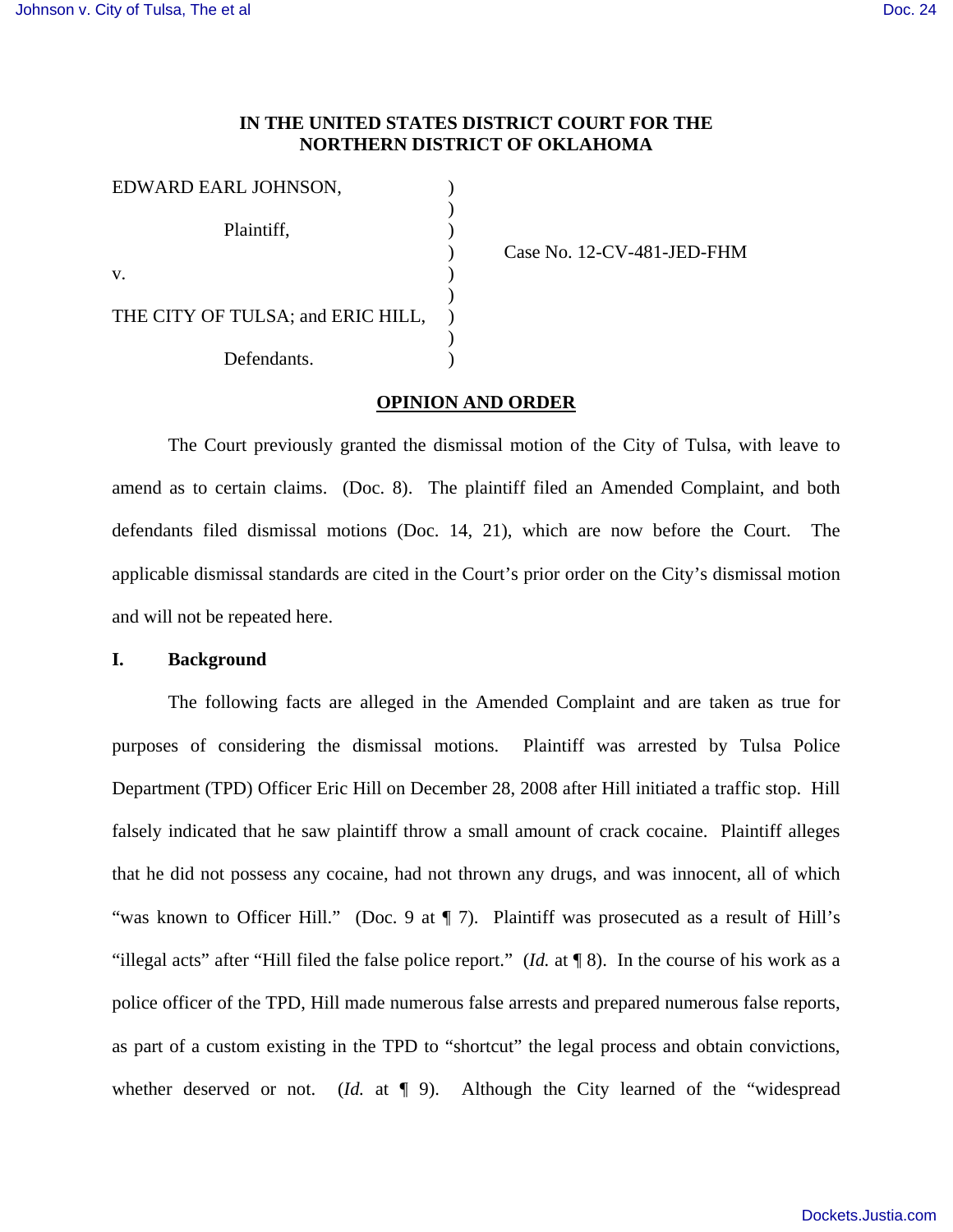**IN THE UNITED STATES DISTRICT COURT FOR THE NORTHERN DISTRICT OF OKLAHOMA**

EDWARD EARL JOHNSON,

Plaintiff,

v.

THE CITY OF TULSA; and ERIC HILL,

Defendants.

Case No. 12-CV-481-JED-FHM

**OPINION AND ORDER**

The Court previously granted the dismissal motion of the City of Tulsa, with leave to amend as to certain claims. (Doc. 8). The plaintiff filed an Amended Complaint, and both defendants filed dismissal motions (Doc. 14, 21), which are now before the Court. The applicable dismissal standards are cited in the Court's prior order on the City's dismissal motion and will not be repeated here.

## I. Background

The following facts are alleged in the Amended Complaint and are taken as true for purposes of considering the dismissal motions. Plaintiff was arrested by Tulsa Police Department (TPD) Officer Eric Hill on December 28, 2008 after Hill initiated a traffic stop. Hill falsely indicated that he saw plaintiff throw a small amount of crack cocaine. Plaintiff alleges that he did not possess any cocaine, had not thrown any drugs, and was innocent, all of which "was known to Officer Hill." (Doc. 9 at ¶ 7). Plaintiff was prosecuted as a result of Hill's "illegal acts" after "Hill filed the false police report." (*Id.* at ¶ 8). In the course of his work as a police officer of the TPD, Hill made numerous false arrests and prepared numerous false reports, as part of a custom existing in the TPD to "shortcut" the legal process and obtain convictions, whether deserved or not. (*Id.* at ¶ 9). Although the City learned of the "widespread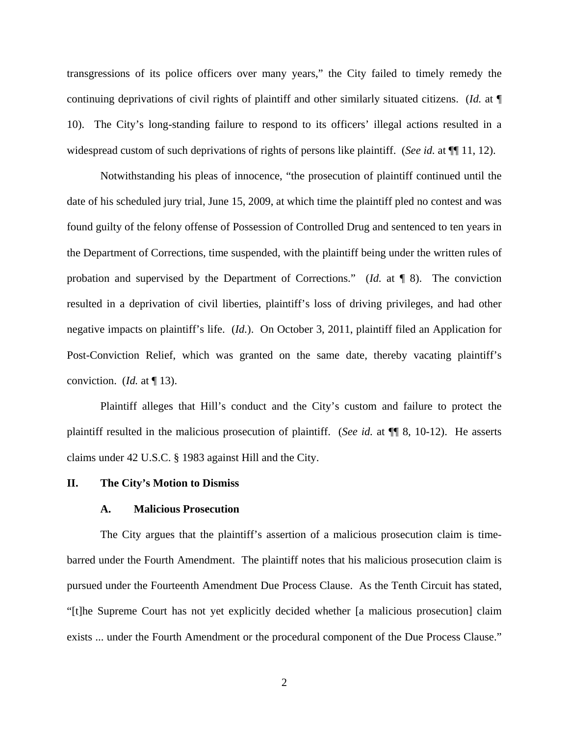transgressions of its police officers over many years," the City failed to timely remedy the continuing deprivations of civil rights of plaintiff and other similarly situated citizens. (*Id.* at ¶ 10). The City's long-standing failure to respond to its officers' illegal actions resulted in a widespread custom of such deprivations of rights of persons like plaintiff. (*See id.* at ¶¶ 11, 12).

Notwithstanding his pleas of innocence, "the prosecution of plaintiff continued until the date of his scheduled jury trial, June 15, 2009, at which time the plaintiff pled no contest and was found guilty of the felony offense of Possession of Controlled Drug and sentenced to ten years in the Department of Corrections, time suspended, with the plaintiff being under the written rules of probation and supervised by the Department of Corrections." (*Id.* at ¶ 8). The conviction resulted in a deprivation of civil liberties, plaintiff's loss of driving privileges, and had other negative impacts on plaintiff's life. (*Id.*). On October 3, 2011, plaintiff filed an Application for Post-Conviction Relief, which was granted on the same date, thereby vacating plaintiff's conviction. (*Id.* at ¶ 13).

Plaintiff alleges that Hill's conduct and the City's custom and failure to protect the plaintiff resulted in the malicious prosecution of plaintiff. (*See id.* at ¶¶ 8, 10-12). He asserts claims under 42 U.S.C. § 1983 against Hill and the City.

## II. The City's Motion to Dismiss

### A. Malicious Prosecution

The City argues that the plaintiff's assertion of a malicious prosecution claim is time-barred under the Fourth Amendment. The plaintiff notes that his malicious prosecution claim is pursued under the Fourteenth Amendment Due Process Clause. As the Tenth Circuit has stated, "[t]he Supreme Court has not yet explicitly decided whether [a malicious prosecution] claim exists ... under the Fourth Amendment or the procedural component of the Due Process Clause."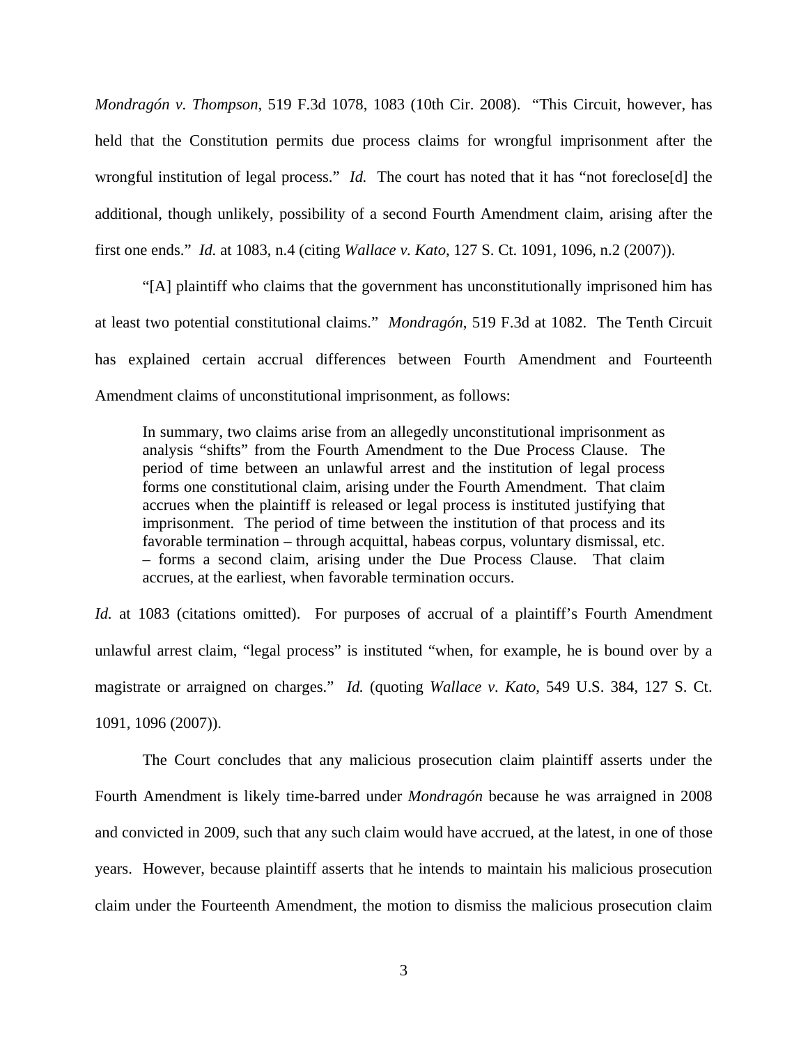*Mondragón v. Thompson*, 519 F.3d 1078, 1083 (10th Cir. 2008). "This Circuit, however, has held that the Constitution permits due process claims for wrongful imprisonment after the wrongful institution of legal process." *Id.* The court has noted that it has "not foreclose[d] the additional, though unlikely, possibility of a second Fourth Amendment claim, arising after the first one ends." *Id.* at 1083, n.4 (citing *Wallace v. Kato*, 127 S. Ct. 1091, 1096, n.2 (2007)).

"[A] plaintiff who claims that the government has unconstitutionally imprisoned him has at least two potential constitutional claims." *Mondragón*, 519 F.3d at 1082. The Tenth Circuit has explained certain accrual differences between Fourth Amendment and Fourteenth Amendment claims of unconstitutional imprisonment, as follows:

> In summary, two claims arise from an allegedly unconstitutional imprisonment as analysis "shifts" from the Fourth Amendment to the Due Process Clause. The period of time between an unlawful arrest and the institution of legal process forms one constitutional claim, arising under the Fourth Amendment. That claim accrues when the plaintiff is released or legal process is instituted justifying that imprisonment. The period of time between the institution of that process and its favorable termination – through acquittal, habeas corpus, voluntary dismissal, etc. – forms a second claim, arising under the Due Process Clause. That claim accrues, at the earliest, when favorable termination occurs.

*Id.* at 1083 (citations omitted). For purposes of accrual of a plaintiff's Fourth Amendment unlawful arrest claim, "legal process" is instituted "when, for example, he is bound over by a magistrate or arraigned on charges." *Id.* (quoting *Wallace v. Kato*, 549 U.S. 384, 127 S. Ct. 1091, 1096 (2007)).

The Court concludes that any malicious prosecution claim plaintiff asserts under the Fourth Amendment is likely time-barred under *Mondragón* because he was arraigned in 2008 and convicted in 2009, such that any such claim would have accrued, at the latest, in one of those years. However, because plaintiff asserts that he intends to maintain his malicious prosecution claim under the Fourteenth Amendment, the motion to dismiss the malicious prosecution claim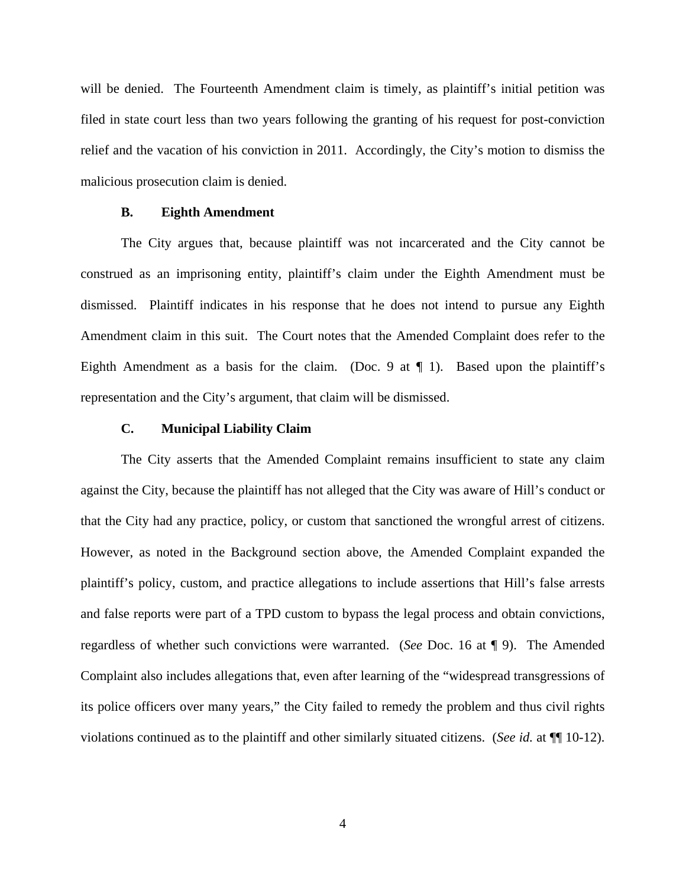will be denied. The Fourteenth Amendment claim is timely, as plaintiff's initial petition was filed in state court less than two years following the granting of his request for post-conviction relief and the vacation of his conviction in 2011. Accordingly, the City's motion to dismiss the malicious prosecution claim is denied.

### B. Eighth Amendment

The City argues that, because plaintiff was not incarcerated and the City cannot be construed as an imprisoning entity, plaintiff's claim under the Eighth Amendment must be dismissed. Plaintiff indicates in his response that he does not intend to pursue any Eighth Amendment claim in this suit. The Court notes that the Amended Complaint does refer to the Eighth Amendment as a basis for the claim. (Doc. 9 at ¶ 1). Based upon the plaintiff's representation and the City's argument, that claim will be dismissed.

### C. Municipal Liability Claim

The City asserts that the Amended Complaint remains insufficient to state any claim against the City, because the plaintiff has not alleged that the City was aware of Hill's conduct or that the City had any practice, policy, or custom that sanctioned the wrongful arrest of citizens. However, as noted in the Background section above, the Amended Complaint expanded the plaintiff's policy, custom, and practice allegations to include assertions that Hill's false arrests and false reports were part of a TPD custom to bypass the legal process and obtain convictions, regardless of whether such convictions were warranted. (*See* Doc. 16 at ¶ 9). The Amended Complaint also includes allegations that, even after learning of the "widespread transgressions of its police officers over many years," the City failed to remedy the problem and thus civil rights violations continued as to the plaintiff and other similarly situated citizens. (*See id.* at ¶¶ 10-12).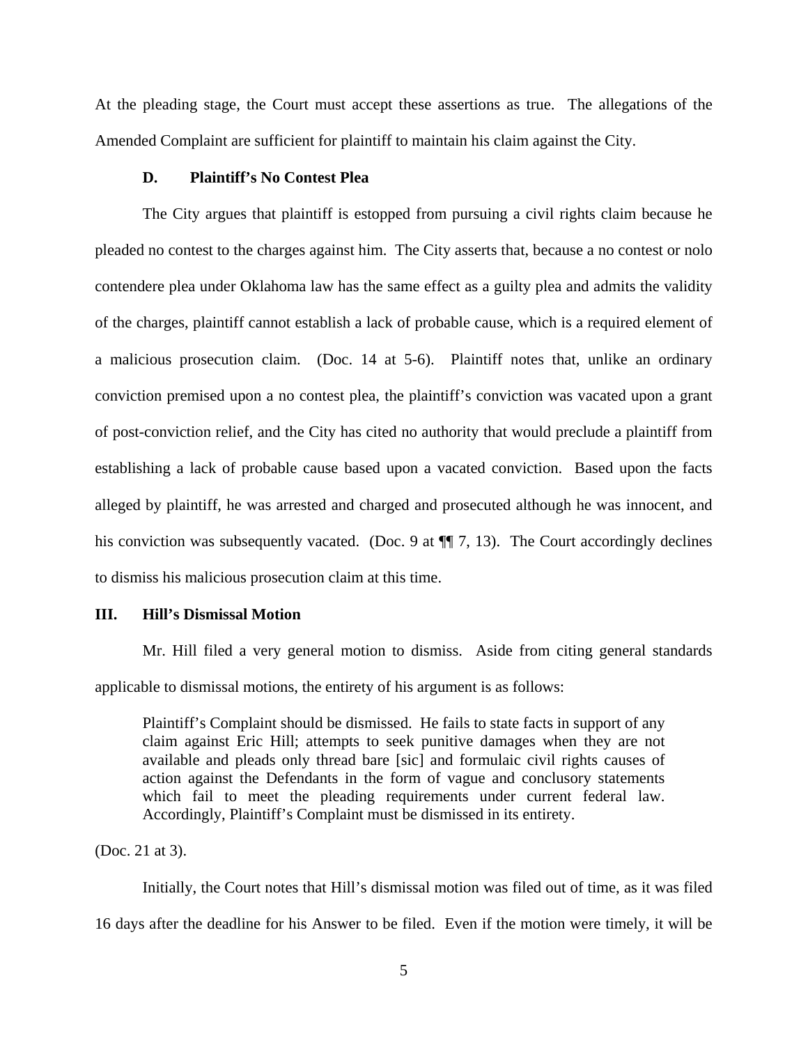At the pleading stage, the Court must accept these assertions as true. The allegations of the Amended Complaint are sufficient for plaintiff to maintain his claim against the City.

### D. Plaintiff's No Contest Plea

The City argues that plaintiff is estopped from pursuing a civil rights claim because he pleaded no contest to the charges against him. The City asserts that, because a no contest or nolo contendere plea under Oklahoma law has the same effect as a guilty plea and admits the validity of the charges, plaintiff cannot establish a lack of probable cause, which is a required element of a malicious prosecution claim. (Doc. 14 at 5-6). Plaintiff notes that, unlike an ordinary conviction premised upon a no contest plea, the plaintiff's conviction was vacated upon a grant of post-conviction relief, and the City has cited no authority that would preclude a plaintiff from establishing a lack of probable cause based upon a vacated conviction. Based upon the facts alleged by plaintiff, he was arrested and charged and prosecuted although he was innocent, and his conviction was subsequently vacated. (Doc. 9 at ¶¶ 7, 13). The Court accordingly declines to dismiss his malicious prosecution claim at this time.

## III. Hill's Dismissal Motion

Mr. Hill filed a very general motion to dismiss. Aside from citing general standards applicable to dismissal motions, the entirety of his argument is as follows:

> Plaintiff's Complaint should be dismissed. He fails to state facts in support of any claim against Eric Hill; attempts to seek punitive damages when they are not available and pleads only thread bare [sic] and formulaic civil rights causes of action against the Defendants in the form of vague and conclusory statements which fail to meet the pleading requirements under current federal law. Accordingly, Plaintiff's Complaint must be dismissed in its entirety.

(Doc. 21 at 3).

Initially, the Court notes that Hill's dismissal motion was filed out of time, as it was filed 16 days after the deadline for his Answer to be filed. Even if the motion were timely, it will be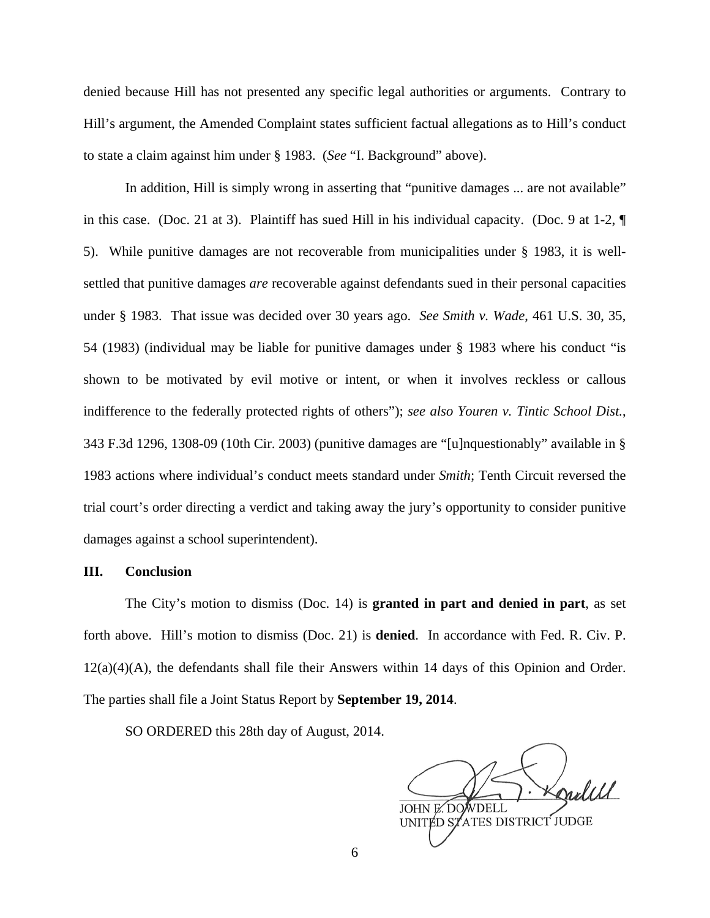denied because Hill has not presented any specific legal authorities or arguments. Contrary to Hill's argument, the Amended Complaint states sufficient factual allegations as to Hill's conduct to state a claim against him under § 1983. (*See* "I. Background" above).

In addition, Hill is simply wrong in asserting that "punitive damages ... are not available" in this case. (Doc. 21 at 3). Plaintiff has sued Hill in his individual capacity. (Doc. 9 at 1-2, ¶ 5). While punitive damages are not recoverable from municipalities under § 1983, it is well-settled that punitive damages *are* recoverable against defendants sued in their personal capacities under § 1983. That issue was decided over 30 years ago. *See Smith v. Wade*, 461 U.S. 30, 35, 54 (1983) (individual may be liable for punitive damages under § 1983 where his conduct "is shown to be motivated by evil motive or intent, or when it involves reckless or callous indifference to the federally protected rights of others"); *see also Youren v. Tintic School Dist.*, 343 F.3d 1296, 1308-09 (10th Cir. 2003) (punitive damages are "[u]nquestionably" available in § 1983 actions where individual's conduct meets standard under *Smith*; Tenth Circuit reversed the trial court's order directing a verdict and taking away the jury's opportunity to consider punitive damages against a school superintendent).

## III. Conclusion

The City's motion to dismiss (Doc. 14) is **granted in part and denied in part**, as set forth above. Hill's motion to dismiss (Doc. 21) is **denied**. In accordance with Fed. R. Civ. P. 12(a)(4)(A), the defendants shall file their Answers within 14 days of this Opinion and Order. The parties shall file a Joint Status Report by **September 19, 2014**.

SO ORDERED this 28th day of August, 2014.

JOHN E. DOWDELL
UNITED STATES DISTRICT JUDGE